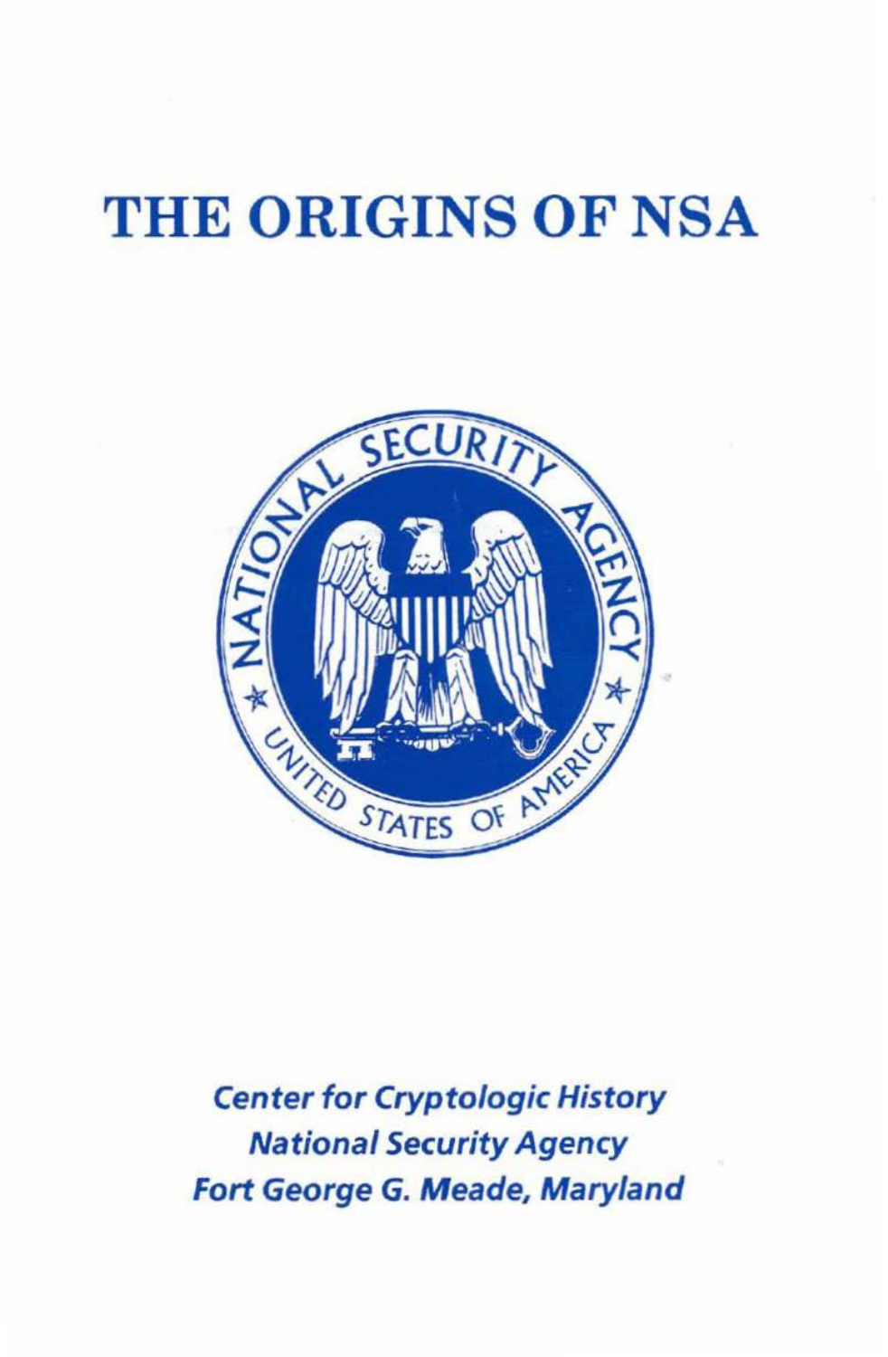# THE ORIGINS OF NSA

*Center for Cryptologic History*
*National Security Agency*
*Fort George G. Meade, Maryland*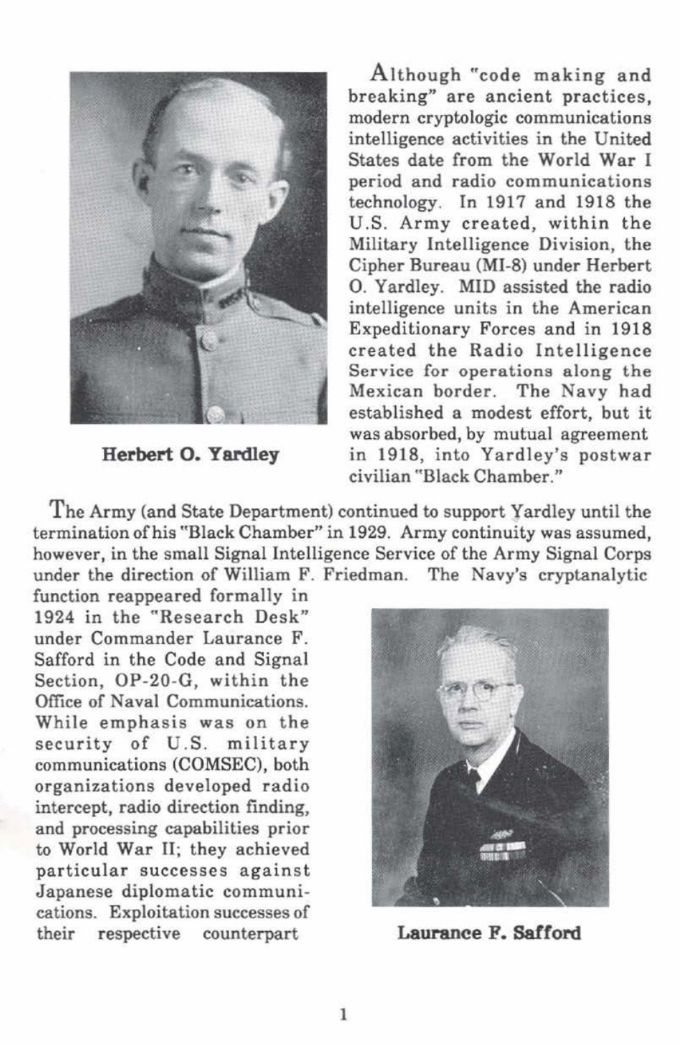Although "code making and breaking" are ancient practices, modern cryptologic communications intelligence activities in the United States date from the World War I period and radio communications technology. In 1917 and 1918 the U.S. Army created, within the Military Intelligence Division, the Cipher Bureau (MI-8) under Herbert O. Yardley. MID assisted the radio intelligence units in the American Expeditionary Forces and in 1918 created the Radio Intelligence Service for operations along the Mexican border. The Navy had established a modest effort, but it was absorbed, by mutual agreement in 1918, into Yardley's postwar civilian "Black Chamber."

**Herbert O. Yardley**

The Army (and State Department) continued to support Yardley until the termination of his "Black Chamber" in 1929. Army continuity was assumed, however, in the small Signal Intelligence Service of the Army Signal Corps under the direction of William F. Friedman. The Navy's cryptanalytic function reappeared formally in 1924 in the "Research Desk" under Commander Laurance F. Safford in the Code and Signal Section, OP-20-G, within the Office of Naval Communications. While emphasis was on the security of U.S. military communications (COMSEC), both organizations developed radio intercept, radio direction finding, and processing capabilities prior to World War II; they achieved particular successes against Japanese diplomatic communications. Exploitation successes of their respective counterpart

**Laurance F. Safford**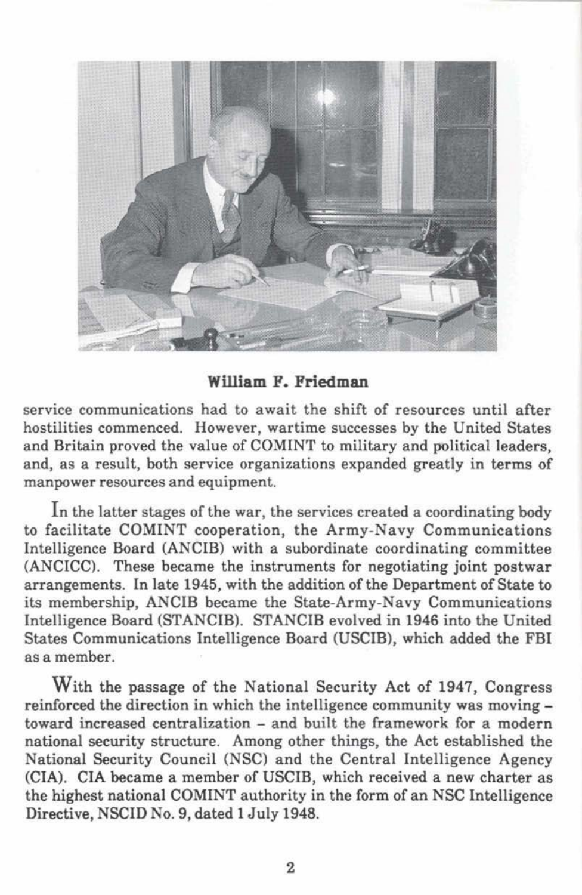**William F. Friedman**

service communications had to await the shift of resources until after hostilities commenced. However, wartime successes by the United States and Britain proved the value of COMINT to military and political leaders, and, as a result, both service organizations expanded greatly in terms of manpower resources and equipment.

In the latter stages of the war, the services created a coordinating body to facilitate COMINT cooperation, the Army-Navy Communications Intelligence Board (ANCIB) with a subordinate coordinating committee (ANCICC). These became the instruments for negotiating joint postwar arrangements. In late 1945, with the addition of the Department of State to its membership, ANCIB became the State-Army-Navy Communications Intelligence Board (STANCIB). STANCIB evolved in 1946 into the United States Communications Intelligence Board (USCIB), which added the FBI as a member.

With the passage of the National Security Act of 1947, Congress reinforced the direction in which the intelligence community was moving – toward increased centralization – and built the framework for a modern national security structure. Among other things, the Act established the National Security Council (NSC) and the Central Intelligence Agency (CIA). CIA became a member of USCIB, which received a new charter as the highest national COMINT authority in the form of an NSC Intelligence Directive, NSCID No. 9, dated 1 July 1948.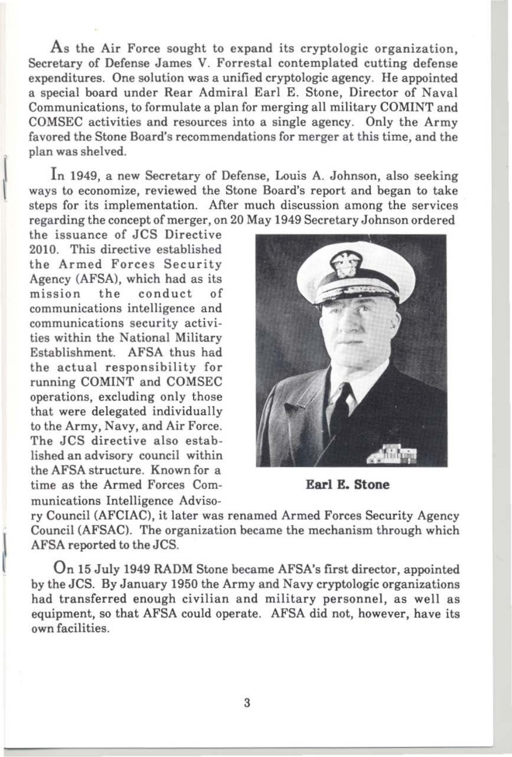As the Air Force sought to expand its cryptologic organization, Secretary of Defense James V. Forrestal contemplated cutting defense expenditures. One solution was a unified cryptologic agency. He appointed a special board under Rear Admiral Earl E. Stone, Director of Naval Communications, to formulate a plan for merging all military COMINT and COMSEC activities and resources into a single agency. Only the Army favored the Stone Board's recommendations for merger at this time, and the plan was shelved.

In 1949, a new Secretary of Defense, Louis A. Johnson, also seeking ways to economize, reviewed the Stone Board's report and began to take steps for its implementation. After much discussion among the services regarding the concept of merger, on 20 May 1949 Secretary Johnson ordered the issuance of JCS Directive 2010. This directive established the Armed Forces Security Agency (AFSA), which had as its mission the conduct of communications intelligence and communications security activities within the National Military Establishment. AFSA thus had the actual responsibility for running COMINT and COMSEC operations, excluding only those that were delegated individually to the Army, Navy, and Air Force. The JCS directive also established an advisory council within the AFSA structure. Known for a time as the Armed Forces Communications Intelligence Advisory Council (AFCIAC), it later was renamed Armed Forces Security Agency Council (AFSAC). The organization became the mechanism through which AFSA reported to the JCS.

**Earl E. Stone**

On 15 July 1949 RADM Stone became AFSA's first director, appointed by the JCS. By January 1950 the Army and Navy cryptologic organizations had transferred enough civilian and military personnel, as well as equipment, so that AFSA could operate. AFSA did not, however, have its own facilities.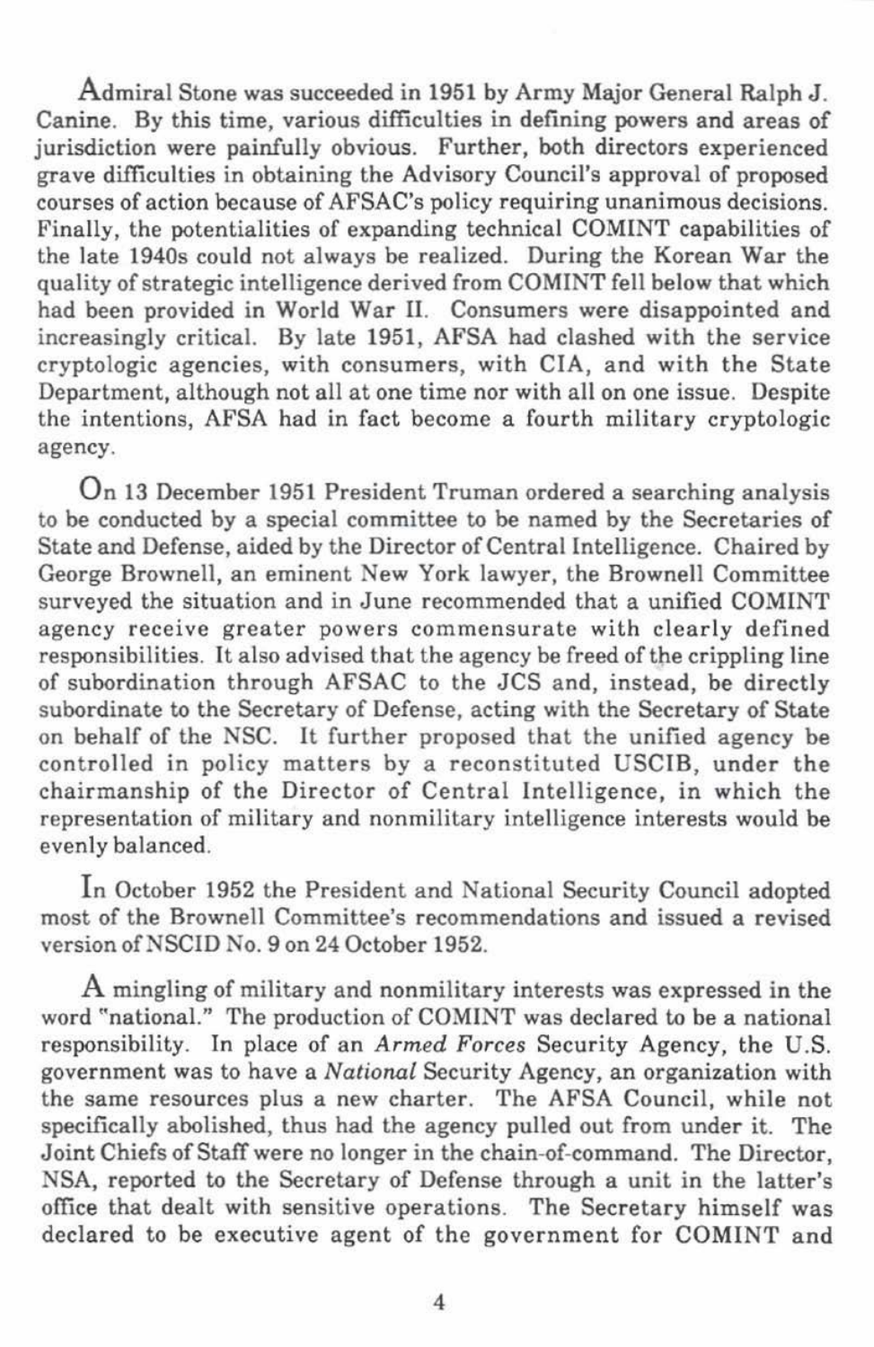Admiral Stone was succeeded in 1951 by Army Major General Ralph J. Canine. By this time, various difficulties in defining powers and areas of jurisdiction were painfully obvious. Further, both directors experienced grave difficulties in obtaining the Advisory Council's approval of proposed courses of action because of AFSAC's policy requiring unanimous decisions. Finally, the potentialities of expanding technical COMINT capabilities of the late 1940s could not always be realized. During the Korean War the quality of strategic intelligence derived from COMINT fell below that which had been provided in World War II. Consumers were disappointed and increasingly critical. By late 1951, AFSA had clashed with the service cryptologic agencies, with consumers, with CIA, and with the State Department, although not all at one time nor with all on one issue. Despite the intentions, AFSA had in fact become a fourth military cryptologic agency.

On 13 December 1951 President Truman ordered a searching analysis to be conducted by a special committee to be named by the Secretaries of State and Defense, aided by the Director of Central Intelligence. Chaired by George Brownell, an eminent New York lawyer, the Brownell Committee surveyed the situation and in June recommended that a unified COMINT agency receive greater powers commensurate with clearly defined responsibilities. It also advised that the agency be freed of the crippling line of subordination through AFSAC to the JCS and, instead, be directly subordinate to the Secretary of Defense, acting with the Secretary of State on behalf of the NSC. It further proposed that the unified agency be controlled in policy matters by a reconstituted USCIB, under the chairmanship of the Director of Central Intelligence, in which the representation of military and nonmilitary intelligence interests would be evenly balanced.

In October 1952 the President and National Security Council adopted most of the Brownell Committee's recommendations and issued a revised version of NSCID No. 9 on 24 October 1952.

A mingling of military and nonmilitary interests was expressed in the word "national." The production of COMINT was declared to be a national responsibility. In place of an *Armed Forces* Security Agency, the U.S. government was to have a *National* Security Agency, an organization with the same resources plus a new charter. The AFSA Council, while not specifically abolished, thus had the agency pulled out from under it. The Joint Chiefs of Staff were no longer in the chain-of-command. The Director, NSA, reported to the Secretary of Defense through a unit in the latter's office that dealt with sensitive operations. The Secretary himself was declared to be executive agent of the government for COMINT and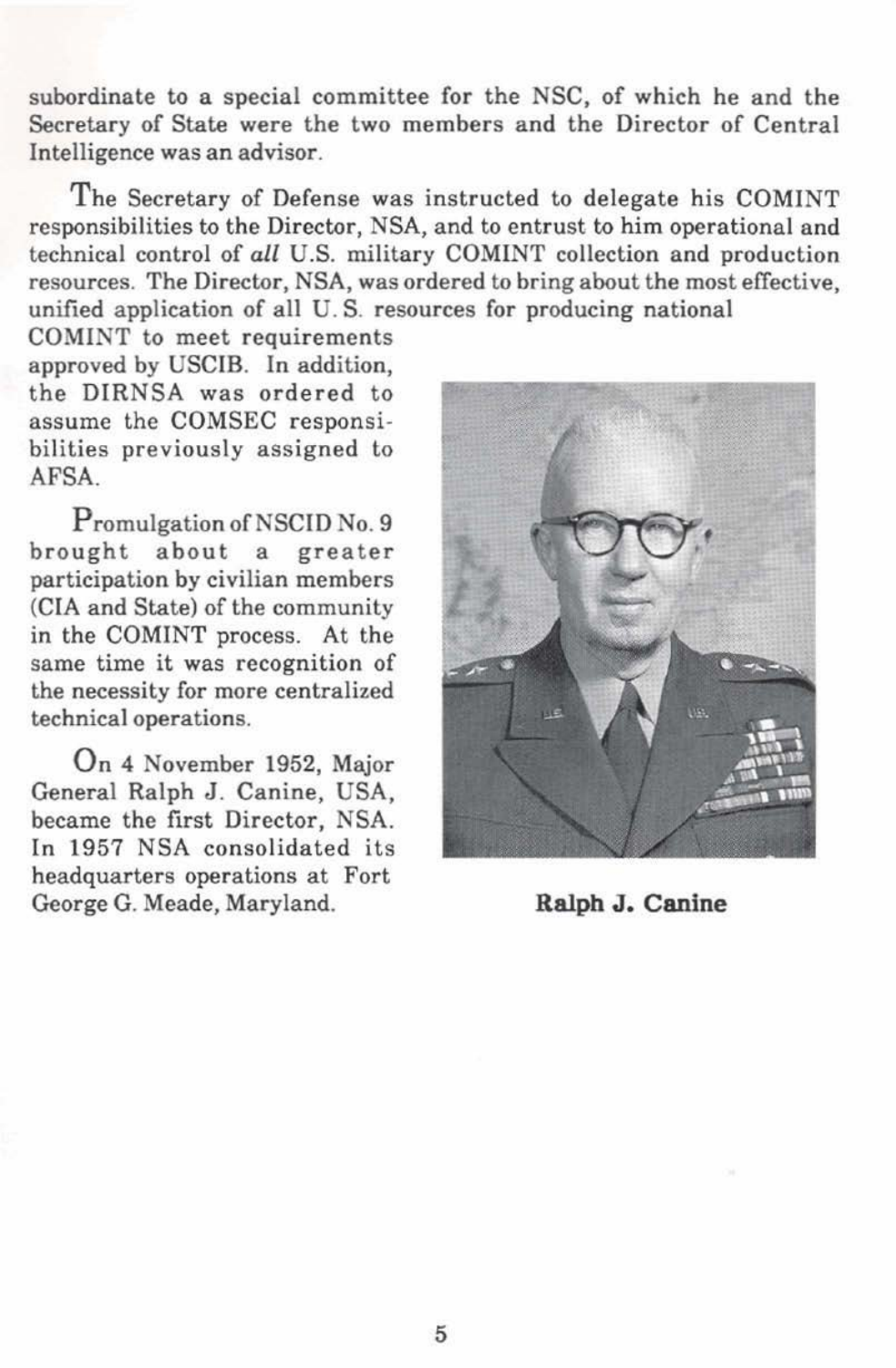subordinate to a special committee for the NSC, of which he and the Secretary of State were the two members and the Director of Central Intelligence was an advisor.

The Secretary of Defense was instructed to delegate his COMINT responsibilities to the Director, NSA, and to entrust to him operational and technical control of *all* U.S. military COMINT collection and production resources. The Director, NSA, was ordered to bring about the most effective, unified application of all U. S. resources for producing national COMINT to meet requirements approved by USCIB. In addition, the DIRNSA was ordered to assume the COMSEC responsibilities previously assigned to AFSA.

Promulgation of NSCID No. 9 brought about a greater participation by civilian members (CIA and State) of the community in the COMINT process. At the same time it was recognition of the necessity for more centralized technical operations.

On 4 November 1952, Major General Ralph J. Canine, USA, became the first Director, NSA. In 1957 NSA consolidated its headquarters operations at Fort George G. Meade, Maryland.

**Ralph J. Canine**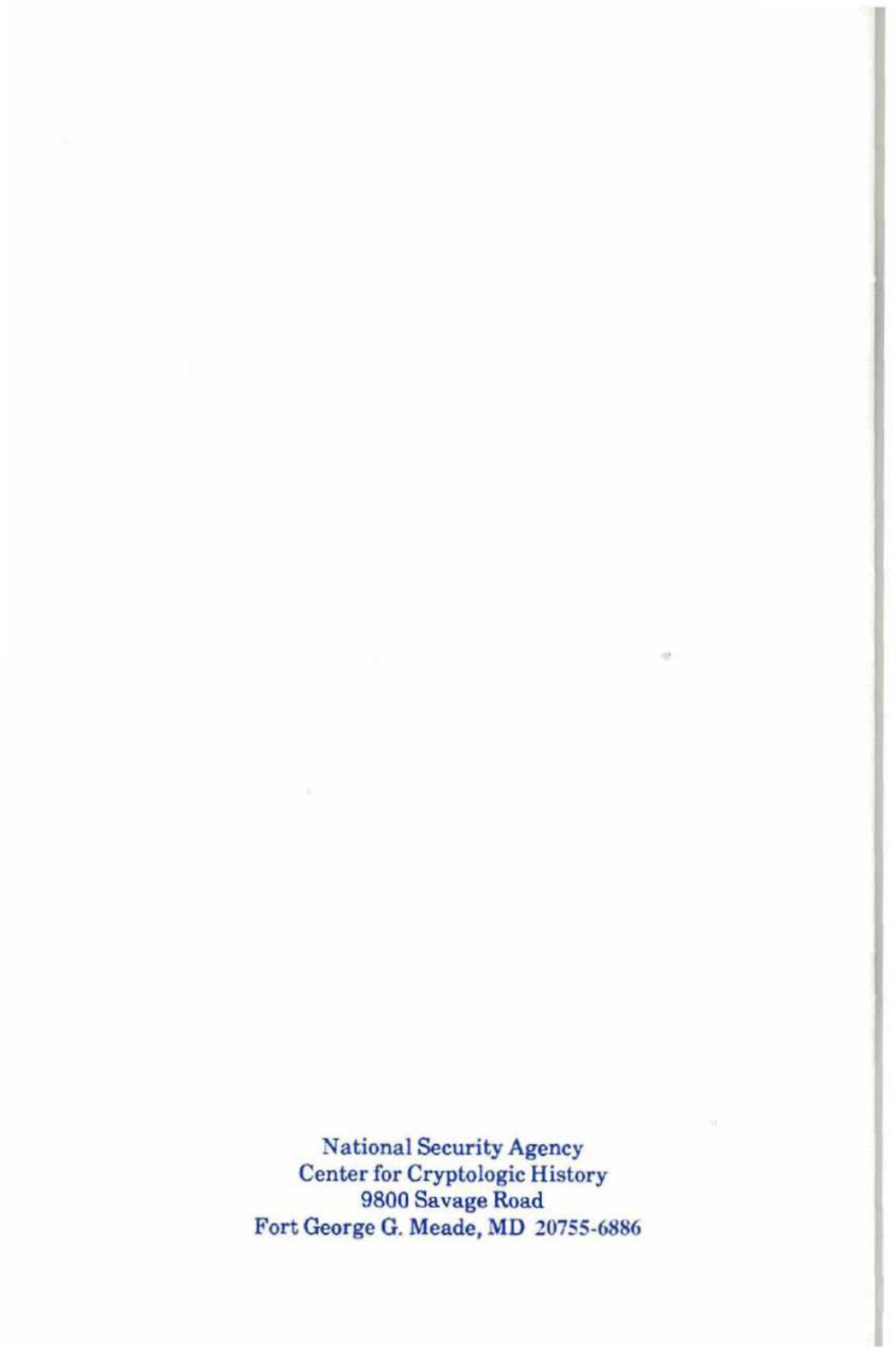National Security Agency
Center for Cryptologic History
9800 Savage Road
Fort George G. Meade, MD 20755-6886